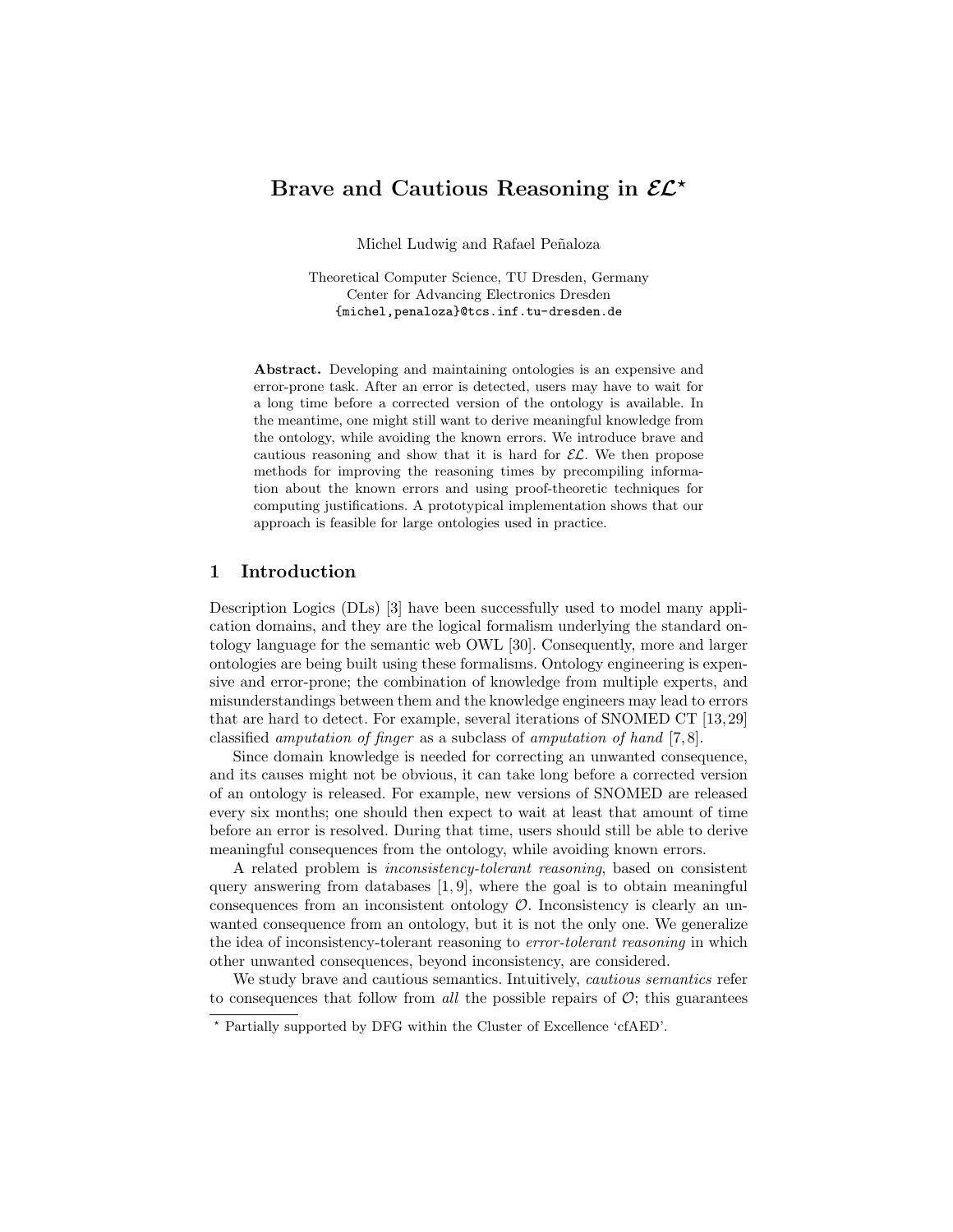# Brave and Cautious Reasoning in $\mathcal{EL}$*

Michel Ludwig and Rafael Peñaloza

Theoretical Computer Science, TU Dresden, Germany
Center for Advancing Electronics Dresden
{michel,penaloza}@tcs.inf.tu-dresden.de

**Abstract.** Developing and maintaining ontologies is an expensive and error-prone task. After an error is detected, users may have to wait for a long time before a corrected version of the ontology is available. In the meantime, one might still want to derive meaningful knowledge from the ontology, while avoiding the known errors. We introduce brave and cautious reasoning and show that it is hard for $\mathcal{EL}$. We then propose methods for improving the reasoning times by precompiling information about the known errors and using proof-theoretic techniques for computing justifications. A prototypical implementation shows that our approach is feasible for large ontologies used in practice.

## 1 Introduction

Description Logics (DLs) [3] have been successfully used to model many application domains, and they are the logical formalism underlying the standard ontology language for the semantic web OWL [30]. Consequently, more and larger ontologies are being built using these formalisms. Ontology engineering is expensive and error-prone; the combination of knowledge from multiple experts, and misunderstandings between them and the knowledge engineers may lead to errors that are hard to detect. For example, several iterations of SNOMED CT [13,29] classified *amputation of finger* as a subclass of *amputation of hand* [7,8].

Since domain knowledge is needed for correcting an unwanted consequence, and its causes might not be obvious, it can take long before a corrected version of an ontology is released. For example, new versions of SNOMED are released every six months; one should then expect to wait at least that amount of time before an error is resolved. During that time, users should still be able to derive meaningful consequences from the ontology, while avoiding known errors.

A related problem is *inconsistency-tolerant reasoning*, based on consistent query answering from databases [1,9], where the goal is to obtain meaningful consequences from an inconsistent ontology $\mathcal{O}$. Inconsistency is clearly an unwanted consequence from an ontology, but it is not the only one. We generalize the idea of inconsistency-tolerant reasoning to *error-tolerant reasoning* in which other unwanted consequences, beyond inconsistency, are considered.

We study brave and cautious semantics. Intuitively, *cautious semantics* refer to consequences that follow from *all* the possible repairs of $\mathcal{O}$; this guarantees

* Partially supported by DFG within the Cluster of Excellence 'cfAED'.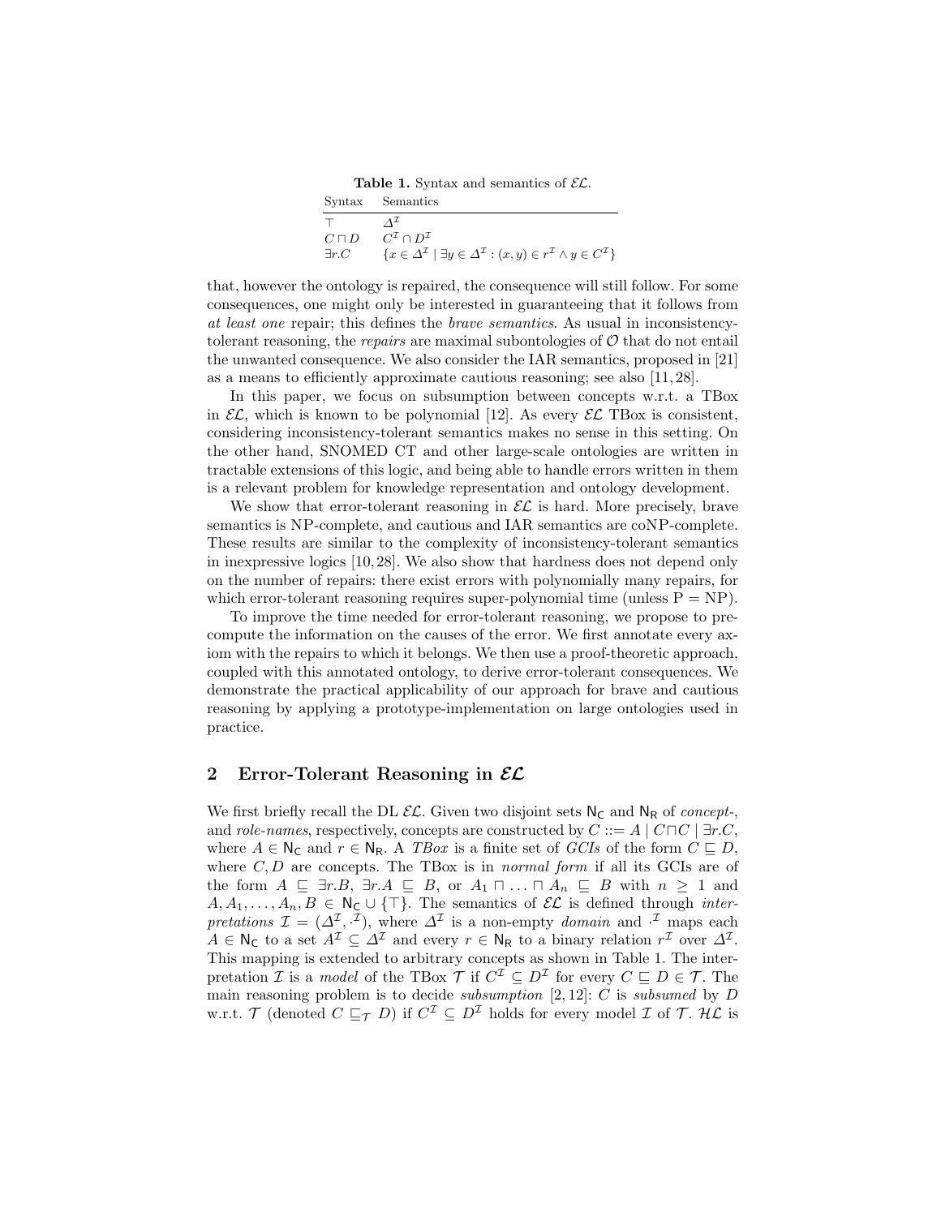**Table 1.** Syntax and semantics of $\mathcal{EL}$.

| Syntax | Semantics |
|---|---|
| $\top$ | $\Delta^\mathcal{I}$ |
| $C \sqcap D$ | $C^\mathcal{I} \cap D^\mathcal{I}$ |
| $\exists r.C$ | $\{x \in \Delta^\mathcal{I} \mid \exists y \in \Delta^\mathcal{I} : (x, y) \in r^\mathcal{I} \wedge y \in C^\mathcal{I}\}$ |

that, however the ontology is repaired, the consequence will still follow. For some consequences, one might only be interested in guaranteeing that it follows from *at least one* repair; this defines the *brave semantics*. As usual in inconsistency-tolerant reasoning, the *repairs* are maximal subontologies of $\mathcal{O}$ that do not entail the unwanted consequence. We also consider the IAR semantics, proposed in [21] as a means to efficiently approximate cautious reasoning; see also [11, 28].

In this paper, we focus on subsumption between concepts w.r.t. a TBox in $\mathcal{EL}$, which is known to be polynomial [12]. As every $\mathcal{EL}$ TBox is consistent, considering inconsistency-tolerant semantics makes no sense in this setting. On the other hand, SNOMED CT and other large-scale ontologies are written in tractable extensions of this logic, and being able to handle errors written in them is a relevant problem for knowledge representation and ontology development.

We show that error-tolerant reasoning in $\mathcal{EL}$ is hard. More precisely, brave semantics is NP-complete, and cautious and IAR semantics are coNP-complete. These results are similar to the complexity of inconsistency-tolerant semantics in inexpressive logics [10, 28]. We also show that hardness does not depend only on the number of repairs: there exist errors with polynomially many repairs, for which error-tolerant reasoning requires super-polynomial time (unless P = NP).

To improve the time needed for error-tolerant reasoning, we propose to precompute the information on the causes of the error. We first annotate every axiom with the repairs to which it belongs. We then use a proof-theoretic approach, coupled with this annotated ontology, to derive error-tolerant consequences. We demonstrate the practical applicability of our approach for brave and cautious reasoning by applying a prototype-implementation on large ontologies used in practice.

## 2 Error-Tolerant Reasoning in $\mathcal{EL}$

We first briefly recall the DL $\mathcal{EL}$. Given two disjoint sets $\mathsf{N_C}$ and $\mathsf{N_R}$ of *concept-*, and *role-names*, respectively, concepts are constructed by $C ::= A \mid C \sqcap C \mid \exists r.C$, where $A \in \mathsf{N_C}$ and $r \in \mathsf{N_R}$. A *TBox* is a finite set of *GCIs* of the form $C \sqsubseteq D$, where $C, D$ are concepts. The TBox is in *normal form* if all its GCIs are of the form $A \sqsubseteq \exists r.B$, $\exists r.A \sqsubseteq B$, or $A_1 \sqcap \ldots \sqcap A_n \sqsubseteq B$ with $n \geq 1$ and $A, A_1, \ldots, A_n, B \in \mathsf{N_C} \cup \{\top\}$. The semantics of $\mathcal{EL}$ is defined through *interpretations* $\mathcal{I} = (\Delta^\mathcal{I}, \cdot^\mathcal{I})$, where $\Delta^\mathcal{I}$ is a non-empty *domain* and $\cdot^\mathcal{I}$ maps each $A \in \mathsf{N_C}$ to a set $A^\mathcal{I} \subseteq \Delta^\mathcal{I}$ and every $r \in \mathsf{N_R}$ to a binary relation $r^\mathcal{I}$ over $\Delta^\mathcal{I}$. This mapping is extended to arbitrary concepts as shown in Table 1. The interpretation $\mathcal{I}$ is a *model* of the TBox $\mathcal{T}$ if $C^\mathcal{I} \subseteq D^\mathcal{I}$ for every $C \sqsubseteq D \in \mathcal{T}$. The main reasoning problem is to decide *subsumption* [2, 12]: $C$ is *subsumed* by $D$ w.r.t. $\mathcal{T}$ (denoted $C \sqsubseteq_\mathcal{T} D$) if $C^\mathcal{I} \subseteq D^\mathcal{I}$ holds for every model $\mathcal{I}$ of $\mathcal{T}$. $\mathcal{HL}$ is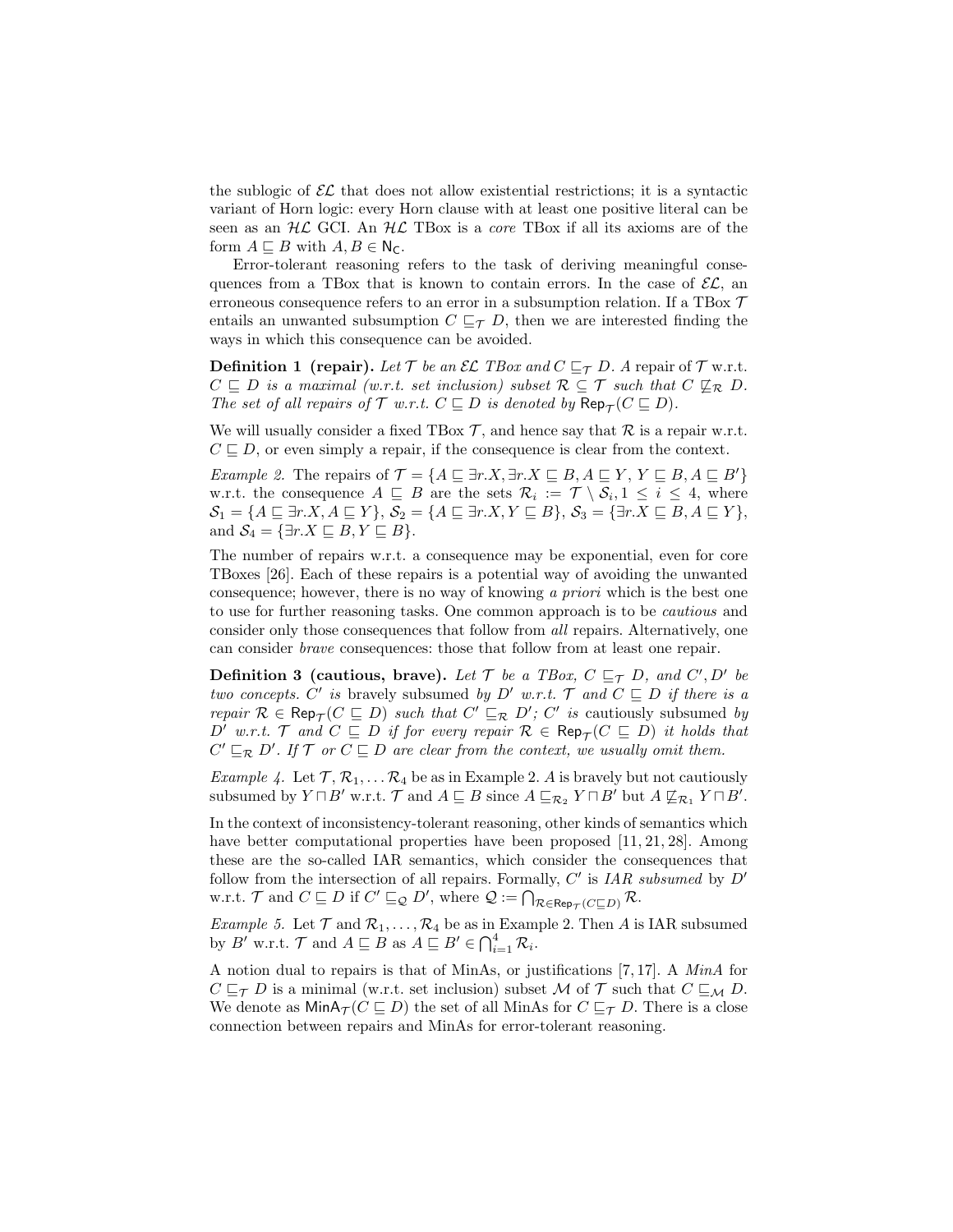the sublogic of $\mathcal{EL}$ that does not allow existential restrictions; it is a syntactic variant of Horn logic: every Horn clause with at least one positive literal can be seen as an $\mathcal{HL}$ GCI. An $\mathcal{HL}$ TBox is a *core* TBox if all its axioms are of the form $A \sqsubseteq B$ with $A, B \in \mathsf{N_C}$.

Error-tolerant reasoning refers to the task of deriving meaningful consequences from a TBox that is known to contain errors. In the case of $\mathcal{EL}$, an erroneous consequence refers to an error in a subsumption relation. If a TBox $\mathcal{T}$ entails an unwanted subsumption $C \sqsubseteq_{\mathcal{T}} D$, then we are interested finding the ways in which this consequence can be avoided.

**Definition 1 (repair).** *Let $\mathcal{T}$ be an $\mathcal{EL}$ TBox and $C \sqsubseteq_{\mathcal{T}} D$. A* repair of $\mathcal{T}$ w.r.t. $C \sqsubseteq D$ *is a maximal (w.r.t. set inclusion) subset $\mathcal{R} \subseteq \mathcal{T}$ such that $C \not\sqsubseteq_{\mathcal{R}} D$. The set of all repairs of $\mathcal{T}$ w.r.t. $C \sqsubseteq D$ is denoted by $\mathsf{Rep}_{\mathcal{T}}(C \sqsubseteq D)$.*

We will usually consider a fixed TBox $\mathcal{T}$, and hence say that $\mathcal{R}$ is a repair w.r.t. $C \sqsubseteq D$, or even simply a repair, if the consequence is clear from the context.

*Example 2.* The repairs of $\mathcal{T} = \{A \sqsubseteq \exists r.X, \exists r.X \sqsubseteq B, A \sqsubseteq Y, Y \sqsubseteq B, A \sqsubseteq B'\}$ w.r.t. the consequence $A \sqsubseteq B$ are the sets $\mathcal{R}_i := \mathcal{T} \setminus \mathcal{S}_i, 1 \leq i \leq 4$, where $\mathcal{S}_1 = \{A \sqsubseteq \exists r.X, A \sqsubseteq Y\}$, $\mathcal{S}_2 = \{A \sqsubseteq \exists r.X, Y \sqsubseteq B\}$, $\mathcal{S}_3 = \{\exists r.X \sqsubseteq B, A \sqsubseteq Y\}$, and $\mathcal{S}_4 = \{\exists r.X \sqsubseteq B, Y \sqsubseteq B\}$.

The number of repairs w.r.t. a consequence may be exponential, even for core TBoxes [26]. Each of these repairs is a potential way of avoiding the unwanted consequence; however, there is no way of knowing *a priori* which is the best one to use for further reasoning tasks. One common approach is to be *cautious* and consider only those consequences that follow from *all* repairs. Alternatively, one can consider *brave* consequences: those that follow from at least one repair.

**Definition 3 (cautious, brave).** *Let $\mathcal{T}$ be a TBox, $C \sqsubseteq_{\mathcal{T}} D$, and $C', D'$ be two concepts. $C'$ is* bravely subsumed *by $D'$ w.r.t. $\mathcal{T}$ and $C \sqsubseteq D$ if there is a repair $\mathcal{R} \in \mathsf{Rep}_{\mathcal{T}}(C \sqsubseteq D)$ such that $C' \sqsubseteq_{\mathcal{R}} D'$; $C'$ is* cautiously subsumed *by $D'$ w.r.t. $\mathcal{T}$ and $C \sqsubseteq D$ if for every repair $\mathcal{R} \in \mathsf{Rep}_{\mathcal{T}}(C \sqsubseteq D)$ it holds that $C' \sqsubseteq_{\mathcal{R}} D'$. If $\mathcal{T}$ or $C \sqsubseteq D$ are clear from the context, we usually omit them.*

*Example 4.* Let $\mathcal{T}, \mathcal{R}_1, \ldots \mathcal{R}_4$ be as in Example 2. $A$ is bravely but not cautiously subsumed by $Y \sqcap B'$ w.r.t. $\mathcal{T}$ and $A \sqsubseteq B$ since $A \sqsubseteq_{\mathcal{R}_2} Y \sqcap B'$ but $A \not\sqsubseteq_{\mathcal{R}_1} Y \sqcap B'$.

In the context of inconsistency-tolerant reasoning, other kinds of semantics which have better computational properties have been proposed [11, 21, 28]. Among these are the so-called IAR semantics, which consider the consequences that follow from the intersection of all repairs. Formally, $C'$ is *IAR subsumed* by $D'$ w.r.t. $\mathcal{T}$ and $C \sqsubseteq D$ if $C' \sqsubseteq_{\mathcal{Q}} D'$, where $\mathcal{Q} := \bigcap_{\mathcal{R} \in \mathsf{Rep}_{\mathcal{T}}(C \sqsubseteq D)} \mathcal{R}$.

*Example 5.* Let $\mathcal{T}$ and $\mathcal{R}_1, \ldots, \mathcal{R}_4$ be as in Example 2. Then $A$ is IAR subsumed by $B'$ w.r.t. $\mathcal{T}$ and $A \sqsubseteq B$ as $A \sqsubseteq B' \in \bigcap_{i=1}^{4} \mathcal{R}_i$.

A notion dual to repairs is that of MinAs, or justifications [7, 17]. A *MinA* for $C \sqsubseteq_{\mathcal{T}} D$ is a minimal (w.r.t. set inclusion) subset $\mathcal{M}$ of $\mathcal{T}$ such that $C \sqsubseteq_{\mathcal{M}} D$. We denote as $\mathsf{MinA}_{\mathcal{T}}(C \sqsubseteq D)$ the set of all MinAs for $C \sqsubseteq_{\mathcal{T}} D$. There is a close connection between repairs and MinAs for error-tolerant reasoning.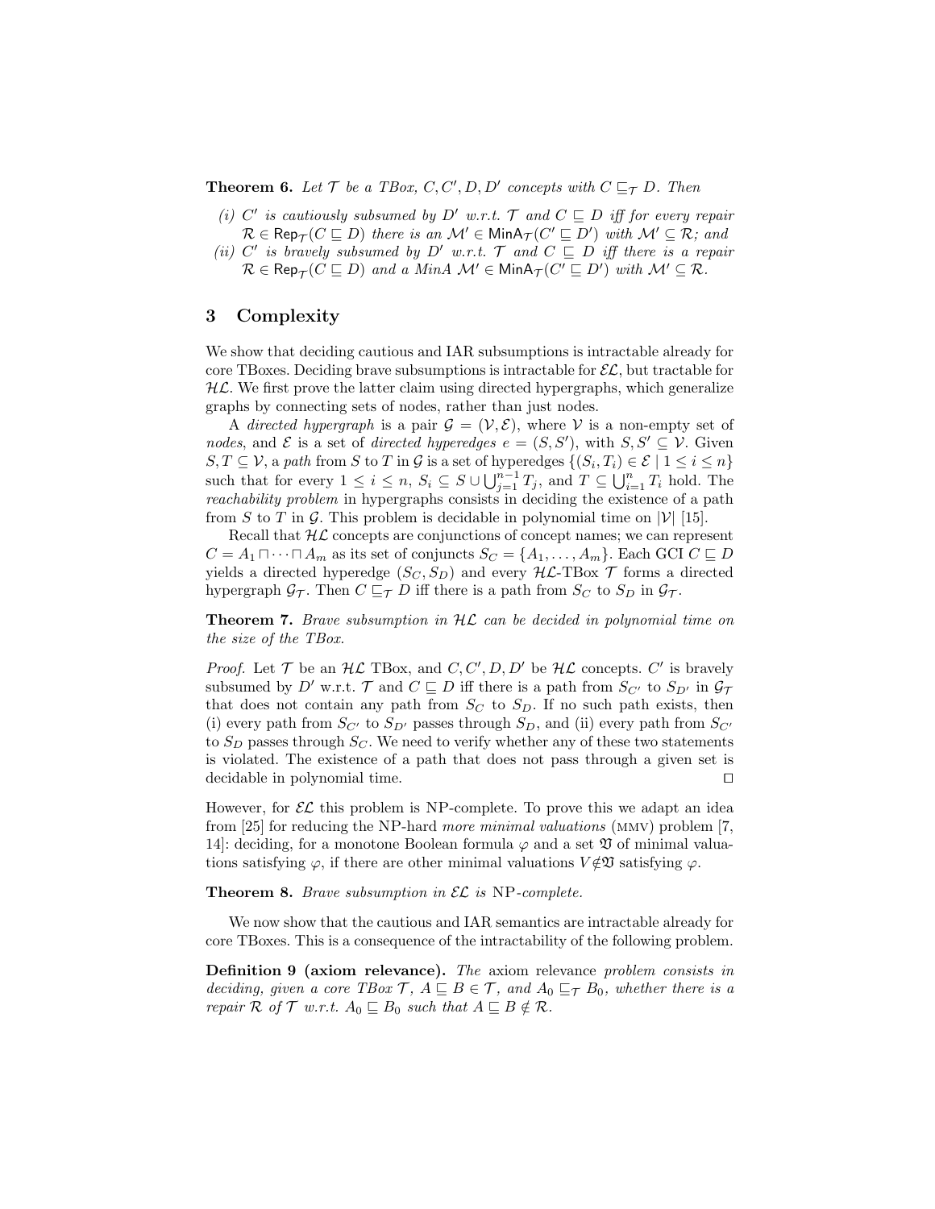**Theorem 6.** *Let $\mathcal{T}$ be a TBox, $C, C', D, D'$ concepts with $C \sqsubseteq_{\mathcal{T}} D$. Then*

*(i) $C'$ is cautiously subsumed by $D'$ w.r.t. $\mathcal{T}$ and $C \sqsubseteq D$ iff for every repair $\mathcal{R} \in \mathsf{Rep}_{\mathcal{T}}(C \sqsubseteq D)$ there is an $\mathcal{M}' \in \mathsf{MinA}_{\mathcal{T}}(C' \sqsubseteq D')$ with $\mathcal{M}' \subseteq \mathcal{R}$; and*

*(ii) $C'$ is bravely subsumed by $D'$ w.r.t. $\mathcal{T}$ and $C \sqsubseteq D$ iff there is a repair $\mathcal{R} \in \mathsf{Rep}_{\mathcal{T}}(C \sqsubseteq D)$ and a MinA $\mathcal{M}' \in \mathsf{MinA}_{\mathcal{T}}(C' \sqsubseteq D')$ with $\mathcal{M}' \subseteq \mathcal{R}$.*

## 3 Complexity

We show that deciding cautious and IAR subsumptions is intractable already for core TBoxes. Deciding brave subsumptions is intractable for $\mathcal{EL}$, but tractable for $\mathcal{HL}$. We first prove the latter claim using directed hypergraphs, which generalize graphs by connecting sets of nodes, rather than just nodes.

A *directed hypergraph* is a pair $\mathcal{G} = (\mathcal{V}, \mathcal{E})$, where $\mathcal{V}$ is a non-empty set of *nodes*, and $\mathcal{E}$ is a set of *directed hyperedges* $e = (S, S')$, with $S, S' \subseteq \mathcal{V}$. Given $S, T \subseteq \mathcal{V}$, a *path* from $S$ to $T$ in $\mathcal{G}$ is a set of hyperedges $\{(S_i, T_i) \in \mathcal{E} \mid 1 \leq i \leq n\}$ such that for every $1 \leq i \leq n$, $S_i \subseteq S \cup \bigcup_{j=1}^{n-1} T_j$, and $T \subseteq \bigcup_{i=1}^{n} T_i$ hold. The *reachability problem* in hypergraphs consists in deciding the existence of a path from $S$ to $T$ in $\mathcal{G}$. This problem is decidable in polynomial time on $|\mathcal{V}|$ [15].

Recall that $\mathcal{HL}$ concepts are conjunctions of concept names; we can represent $C = A_1 \sqcap \cdots \sqcap A_m$ as its set of conjuncts $S_C = \{A_1, \ldots, A_m\}$. Each GCI $C \sqsubseteq D$ yields a directed hyperedge $(S_C, S_D)$ and every $\mathcal{HL}$-TBox $\mathcal{T}$ forms a directed hypergraph $\mathcal{G}_{\mathcal{T}}$. Then $C \sqsubseteq_{\mathcal{T}} D$ iff there is a path from $S_C$ to $S_D$ in $\mathcal{G}_{\mathcal{T}}$.

**Theorem 7.** *Brave subsumption in $\mathcal{HL}$ can be decided in polynomial time on the size of the TBox.*

*Proof.* Let $\mathcal{T}$ be an $\mathcal{HL}$ TBox, and $C, C', D, D'$ be $\mathcal{HL}$ concepts. $C'$ is bravely subsumed by $D'$ w.r.t. $\mathcal{T}$ and $C \sqsubseteq D$ iff there is a path from $S_{C'}$ to $S_{D'}$ in $\mathcal{G}_{\mathcal{T}}$ that does not contain any path from $S_C$ to $S_D$. If no such path exists, then (i) every path from $S_{C'}$ to $S_{D'}$ passes through $S_D$, and (ii) every path from $S_{C'}$ to $S_D$ passes through $S_C$. We need to verify whether any of these two statements is violated. The existence of a path that does not pass through a given set is decidable in polynomial time. ◻

However, for $\mathcal{EL}$ this problem is NP-complete. To prove this we adapt an idea from [25] for reducing the NP-hard *more minimal valuations* (MMV) problem [7, 14]: deciding, for a monotone Boolean formula $\varphi$ and a set $\mathfrak{V}$ of minimal valuations satisfying $\varphi$, if there are other minimal valuations $V \notin \mathfrak{V}$ satisfying $\varphi$.

**Theorem 8.** *Brave subsumption in $\mathcal{EL}$ is* NP*-complete.*

We now show that the cautious and IAR semantics are intractable already for core TBoxes. This is a consequence of the intractability of the following problem.

**Definition 9 (axiom relevance).** *The* axiom relevance *problem consists in deciding, given a core TBox $\mathcal{T}$, $A \sqsubseteq B \in \mathcal{T}$, and $A_0 \sqsubseteq_{\mathcal{T}} B_0$, whether there is a repair $\mathcal{R}$ of $\mathcal{T}$ w.r.t. $A_0 \sqsubseteq B_0$ such that $A \sqsubseteq B \notin \mathcal{R}$.*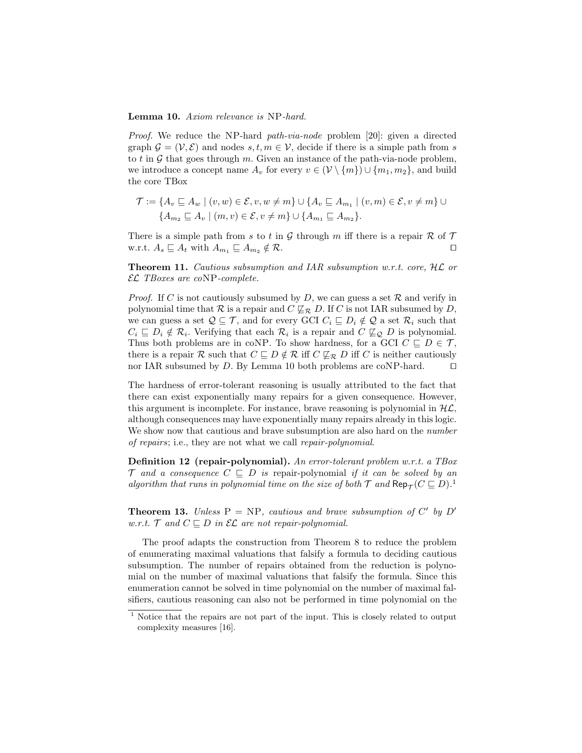**Lemma 10.** *Axiom relevance is* NP*-hard.*

*Proof.* We reduce the NP-hard *path-via-node* problem [20]: given a directed graph $\mathcal{G} = (\mathcal{V}, \mathcal{E})$ and nodes $s, t, m \in \mathcal{V}$, decide if there is a simple path from $s$ to $t$ in $\mathcal{G}$ that goes through $m$. Given an instance of the path-via-node problem, we introduce a concept name $A_v$ for every $v \in (\mathcal{V} \setminus \{m\}) \cup \{m_1, m_2\}$, and build the core TBox

$$\mathcal{T} := \{A_v \sqsubseteq A_w \mid (v, w) \in \mathcal{E}, v, w \neq m\} \cup \{A_v \sqsubseteq A_{m_1} \mid (v, m) \in \mathcal{E}, v \neq m\} \cup \{A_{m_2} \sqsubseteq A_v \mid (m, v) \in \mathcal{E}, v \neq m\} \cup \{A_{m_1} \sqsubseteq A_{m_2}\}.$$

There is a simple path from $s$ to $t$ in $\mathcal{G}$ through $m$ iff there is a repair $\mathcal{R}$ of $\mathcal{T}$ w.r.t. $A_s \sqsubseteq A_t$ with $A_{m_1} \sqsubseteq A_{m_2} \notin \mathcal{R}$. ◻

**Theorem 11.** *Cautious subsumption and IAR subsumption w.r.t. core, $\mathcal{HL}$ or $\mathcal{EL}$ TBoxes are co*NP*-complete.*

*Proof.* If $C$ is not cautiously subsumed by $D$, we can guess a set $\mathcal{R}$ and verify in polynomial time that $\mathcal{R}$ is a repair and $C \not\sqsubseteq_{\mathcal{R}} D$. If $C$ is not IAR subsumed by $D$, we can guess a set $\mathcal{Q} \subseteq \mathcal{T}$, and for every GCI $C_i \sqsubseteq D_i \notin \mathcal{Q}$ a set $\mathcal{R}_i$ such that $C_i \sqsubseteq D_i \notin \mathcal{R}_i$. Verifying that each $\mathcal{R}_i$ is a repair and $C \not\sqsubseteq_{\mathcal{Q}} D$ is polynomial. Thus both problems are in coNP. To show hardness, for a GCI $C \sqsubseteq D \in \mathcal{T}$, there is a repair $\mathcal{R}$ such that $C \sqsubseteq D \notin \mathcal{R}$ iff $C \not\sqsubseteq_{\mathcal{R}} D$ iff $C$ is neither cautiously nor IAR subsumed by $D$. By Lemma 10 both problems are coNP-hard. ◻

The hardness of error-tolerant reasoning is usually attributed to the fact that there can exist exponentially many repairs for a given consequence. However, this argument is incomplete. For instance, brave reasoning is polynomial in $\mathcal{HL}$, although consequences may have exponentially many repairs already in this logic. We show now that cautious and brave subsumption are also hard on the *number of repairs*; i.e., they are not what we call *repair-polynomial*.

**Definition 12 (repair-polynomial).** *An error-tolerant problem w.r.t. a TBox $\mathcal{T}$ and a consequence $C \sqsubseteq D$ is* repair-polynomial *if it can be solved by an algorithm that runs in polynomial time on the size of both $\mathcal{T}$ and $\mathsf{Rep}_{\mathcal{T}}(C \sqsubseteq D)$.*[1]

**Theorem 13.** *Unless* P = NP*, cautious and brave subsumption of $C'$ by $D'$ w.r.t. $\mathcal{T}$ and $C \sqsubseteq D$ in $\mathcal{EL}$ are not repair-polynomial.*

The proof adapts the construction from Theorem 8 to reduce the problem of enumerating maximal valuations that falsify a formula to deciding cautious subsumption. The number of repairs obtained from the reduction is polynomial on the number of maximal valuations that falsify the formula. Since this enumeration cannot be solved in time polynomial on the number of maximal falsifiers, cautious reasoning can also not be performed in time polynomial on the

[1] Notice that the repairs are not part of the input. This is closely related to output complexity measures [16].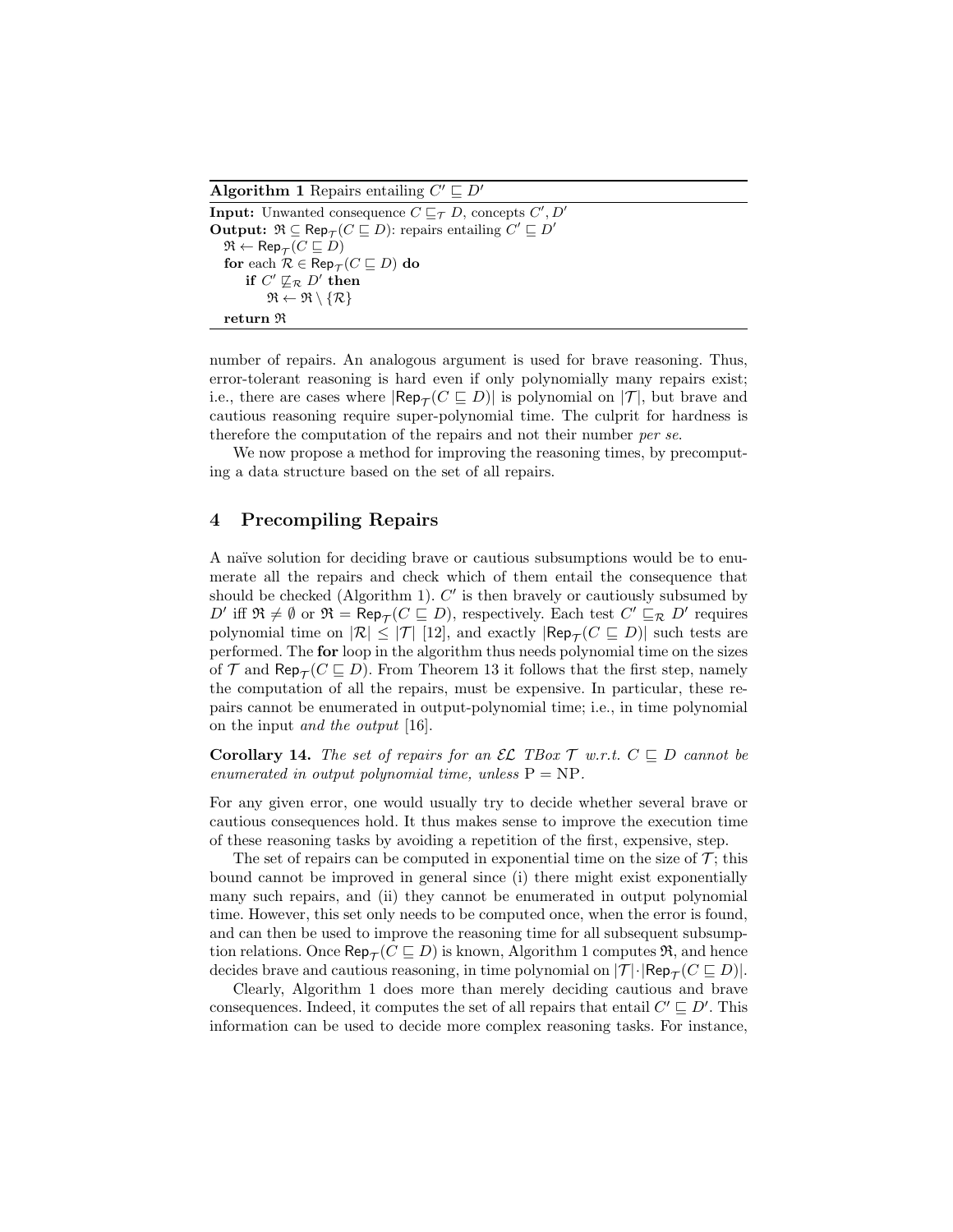**Algorithm 1** Repairs entailing $C' \sqsubseteq D'$

**Input:** Unwanted consequence $C \sqsubseteq_{\mathcal{T}} D$, concepts $C', D'$
**Output:** $\mathfrak{R} \subseteq \mathsf{Rep}_{\mathcal{T}}(C \sqsubseteq D)$: repairs entailing $C' \sqsubseteq D'$

```
ℜ ← Rep_T(C ⊑ D)
for each R ∈ Rep_T(C ⊑ D) do
    if C' ⋢_R D' then
        ℜ ← ℜ \ {R}
return ℜ
```

number of repairs. An analogous argument is used for brave reasoning. Thus, error-tolerant reasoning is hard even if only polynomially many repairs exist; i.e., there are cases where $|\mathsf{Rep}_{\mathcal{T}}(C \sqsubseteq D)|$ is polynomial on $|\mathcal{T}|$, but brave and cautious reasoning require super-polynomial time. The culprit for hardness is therefore the computation of the repairs and not their number *per se*.

We now propose a method for improving the reasoning times, by precomputing a data structure based on the set of all repairs.

## 4 Precompiling Repairs

A naïve solution for deciding brave or cautious subsumptions would be to enumerate all the repairs and check which of them entail the consequence that should be checked (Algorithm 1). $C'$ is then bravely or cautiously subsumed by $D'$ iff $\mathfrak{R} \neq \emptyset$ or $\mathfrak{R} = \mathsf{Rep}_{\mathcal{T}}(C \sqsubseteq D)$, respectively. Each test $C' \sqsubseteq_{\mathcal{R}} D'$ requires polynomial time on $|\mathcal{R}| \leq |\mathcal{T}|$ [12], and exactly $|\mathsf{Rep}_{\mathcal{T}}(C \sqsubseteq D)|$ such tests are performed. The **for** loop in the algorithm thus needs polynomial time on the sizes of $\mathcal{T}$ and $\mathsf{Rep}_{\mathcal{T}}(C \sqsubseteq D)$. From Theorem 13 it follows that the first step, namely the computation of all the repairs, must be expensive. In particular, these repairs cannot be enumerated in output-polynomial time; i.e., in time polynomial on the input *and the output* [16].

**Corollary 14.** *The set of repairs for an $\mathcal{EL}$ TBox $\mathcal{T}$ w.r.t. $C \sqsubseteq D$ cannot be enumerated in output polynomial time, unless* P = NP.

For any given error, one would usually try to decide whether several brave or cautious consequences hold. It thus makes sense to improve the execution time of these reasoning tasks by avoiding a repetition of the first, expensive, step.

The set of repairs can be computed in exponential time on the size of $\mathcal{T}$; this bound cannot be improved in general since (i) there might exist exponentially many such repairs, and (ii) they cannot be enumerated in output polynomial time. However, this set only needs to be computed once, when the error is found, and can then be used to improve the reasoning time for all subsequent subsumption relations. Once $\mathsf{Rep}_{\mathcal{T}}(C \sqsubseteq D)$ is known, Algorithm 1 computes $\mathfrak{R}$, and hence decides brave and cautious reasoning, in time polynomial on $|\mathcal{T}| \cdot |\mathsf{Rep}_{\mathcal{T}}(C \sqsubseteq D)|$.

Clearly, Algorithm 1 does more than merely deciding cautious and brave consequences. Indeed, it computes the set of all repairs that entail $C' \sqsubseteq D'$. This information can be used to decide more complex reasoning tasks. For instance,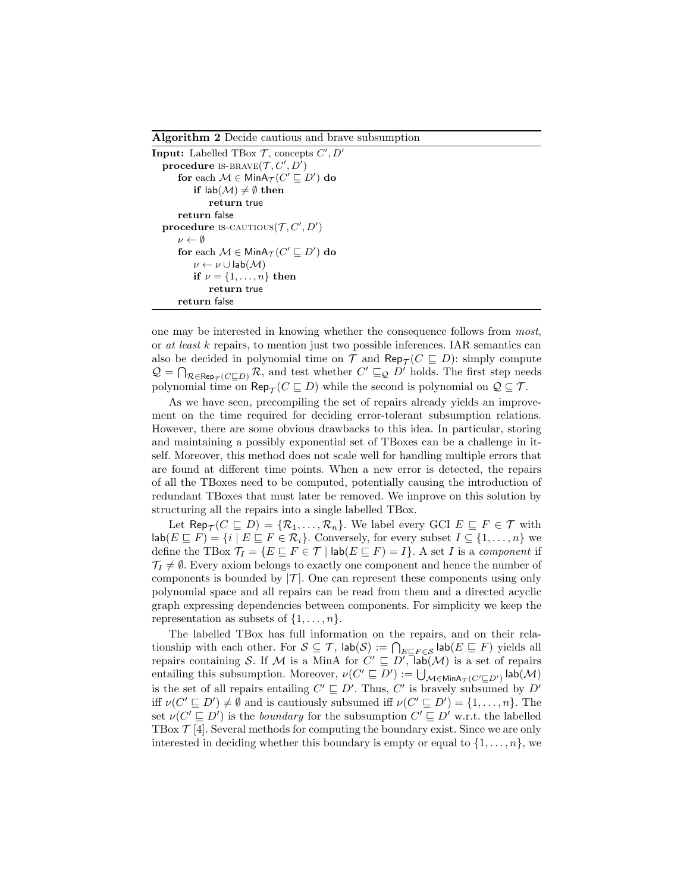**Algorithm 2** Decide cautious and brave subsumption

```
Input: Labelled TBox T, concepts C′, D′
  procedure IS-BRAVE(T, C′, D′)
      for each M ∈ MinA_T(C′ ⊑ D′) do
          if lab(M) ≠ ∅ then
              return true
      return false
  procedure IS-CAUTIOUS(T, C′, D′)
      ν ← ∅
      for each M ∈ MinA_T(C′ ⊑ D′) do
          ν ← ν ∪ lab(M)
          if ν = {1, ..., n} then
              return true
      return false
```

one may be interested in knowing whether the consequence follows from *most*, or *at least k* repairs, to mention just two possible inferences. IAR semantics can also be decided in polynomial time on $\mathcal{T}$ and $\mathsf{Rep}_{\mathcal{T}}(C \sqsubseteq D)$: simply compute $\mathcal{Q} = \bigcap_{\mathcal{R} \in \mathsf{Rep}_{\mathcal{T}}(C \sqsubseteq D)} \mathcal{R}$, and test whether $C' \sqsubseteq_{\mathcal{Q}} D'$ holds. The first step needs polynomial time on $\mathsf{Rep}_{\mathcal{T}}(C \sqsubseteq D)$ while the second is polynomial on $\mathcal{Q} \subseteq \mathcal{T}$.

As we have seen, precompiling the set of repairs already yields an improvement on the time required for deciding error-tolerant subsumption relations. However, there are some obvious drawbacks to this idea. In particular, storing and maintaining a possibly exponential set of TBoxes can be a challenge in itself. Moreover, this method does not scale well for handling multiple errors that are found at different time points. When a new error is detected, the repairs of all the TBoxes need to be computed, potentially causing the introduction of redundant TBoxes that must later be removed. We improve on this solution by structuring all the repairs into a single labelled TBox.

Let $\mathsf{Rep}_{\mathcal{T}}(C \sqsubseteq D) = \{\mathcal{R}_1, \ldots, \mathcal{R}_n\}$. We label every GCI $E \sqsubseteq F \in \mathcal{T}$ with $\mathsf{lab}(E \sqsubseteq F) = \{i \mid E \sqsubseteq F \in \mathcal{R}_i\}$. Conversely, for every subset $I \subseteq \{1, \ldots, n\}$ we define the TBox $\mathcal{T}_I = \{E \sqsubseteq F \in \mathcal{T} \mid \mathsf{lab}(E \sqsubseteq F) = I\}$. A set $I$ is a *component* if $\mathcal{T}_I \neq \emptyset$. Every axiom belongs to exactly one component and hence the number of components is bounded by $|\mathcal{T}|$. One can represent these components using only polynomial space and all repairs can be read from them and a directed acyclic graph expressing dependencies between components. For simplicity we keep the representation as subsets of $\{1, \ldots, n\}$.

The labelled TBox has full information on the repairs, and on their relationship with each other. For $\mathcal{S} \subseteq \mathcal{T}$, $\mathsf{lab}(\mathcal{S}) := \bigcap_{E \sqsubseteq F \in \mathcal{S}} \mathsf{lab}(E \sqsubseteq F)$ yields all repairs containing $\mathcal{S}$. If $\mathcal{M}$ is a MinA for $C' \sqsubseteq D'$, $\mathsf{lab}(\mathcal{M})$ is a set of repairs entailing this subsumption. Moreover, $\nu(C' \sqsubseteq D') := \bigcup_{\mathcal{M} \in \mathsf{MinA}_{\mathcal{T}}(C' \sqsubseteq D')} \mathsf{lab}(\mathcal{M})$ is the set of all repairs entailing $C' \sqsubseteq D'$. Thus, $C'$ is bravely subsumed by $D'$ iff $\nu(C' \sqsubseteq D') \neq \emptyset$ and is cautiously subsumed iff $\nu(C' \sqsubseteq D') = \{1, \ldots, n\}$. The set $\nu(C' \sqsubseteq D')$ is the *boundary* for the subsumption $C' \sqsubseteq D'$ w.r.t. the labelled TBox $\mathcal{T}$ [4]. Several methods for computing the boundary exist. Since we are only interested in deciding whether this boundary is empty or equal to $\{1, \ldots, n\}$, we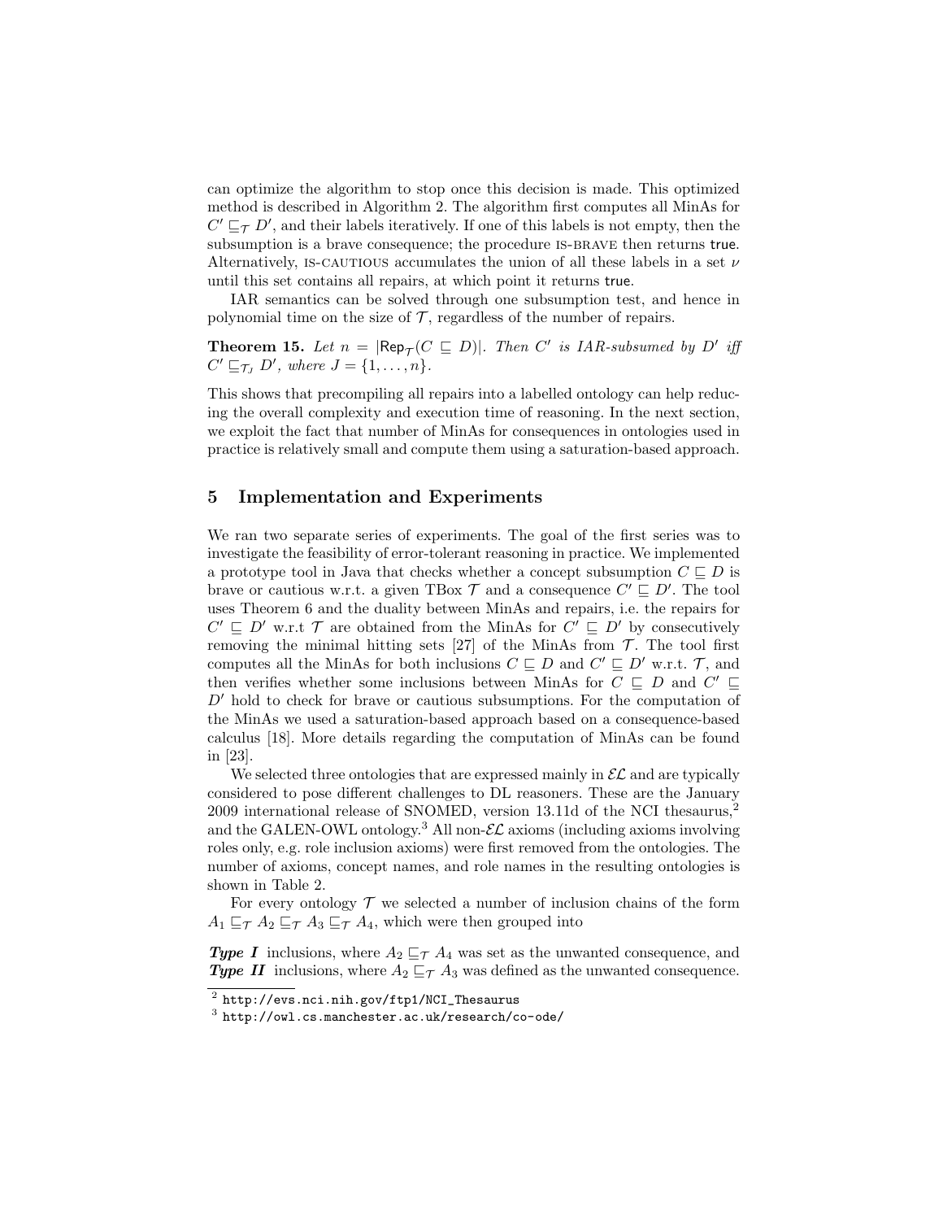can optimize the algorithm to stop once this decision is made. This optimized method is described in Algorithm 2. The algorithm first computes all MinAs for $C' \sqsubseteq_{\mathcal{T}} D'$, and their labels iteratively. If one of this labels is not empty, then the subsumption is a brave consequence; the procedure IS-BRAVE then returns true. Alternatively, IS-CAUTIOUS accumulates the union of all these labels in a set $\nu$ until this set contains all repairs, at which point it returns true.

IAR semantics can be solved through one subsumption test, and hence in polynomial time on the size of $\mathcal{T}$, regardless of the number of repairs.

**Theorem 15.** *Let $n = |\mathsf{Rep}_{\mathcal{T}}(C \sqsubseteq D)|$. Then $C'$ is IAR-subsumed by $D'$ iff $C' \sqsubseteq_{\mathcal{T}_J} D'$, where $J = \{1, \ldots, n\}$.*

This shows that precompiling all repairs into a labelled ontology can help reducing the overall complexity and execution time of reasoning. In the next section, we exploit the fact that number of MinAs for consequences in ontologies used in practice is relatively small and compute them using a saturation-based approach.

## 5 Implementation and Experiments

We ran two separate series of experiments. The goal of the first series was to investigate the feasibility of error-tolerant reasoning in practice. We implemented a prototype tool in Java that checks whether a concept subsumption $C \sqsubseteq D$ is brave or cautious w.r.t. a given TBox $\mathcal{T}$ and a consequence $C' \sqsubseteq D'$. The tool uses Theorem 6 and the duality between MinAs and repairs, i.e. the repairs for $C' \sqsubseteq D'$ w.r.t $\mathcal{T}$ are obtained from the MinAs for $C' \sqsubseteq D'$ by consecutively removing the minimal hitting sets [27] of the MinAs from $\mathcal{T}$. The tool first computes all the MinAs for both inclusions $C \sqsubseteq D$ and $C' \sqsubseteq D'$ w.r.t. $\mathcal{T}$, and then verifies whether some inclusions between MinAs for $C \sqsubseteq D$ and $C' \sqsubseteq D'$ hold to check for brave or cautious subsumptions. For the computation of the MinAs we used a saturation-based approach based on a consequence-based calculus [18]. More details regarding the computation of MinAs can be found in [23].

We selected three ontologies that are expressed mainly in $\mathcal{EL}$ and are typically considered to pose different challenges to DL reasoners. These are the January 2009 international release of SNOMED, version 13.11d of the NCI thesaurus,[2] and the GALEN-OWL ontology.[3] All non-$\mathcal{EL}$ axioms (including axioms involving roles only, e.g. role inclusion axioms) were first removed from the ontologies. The number of axioms, concept names, and role names in the resulting ontologies is shown in Table 2.

For every ontology $\mathcal{T}$ we selected a number of inclusion chains of the form $A_1 \sqsubseteq_{\mathcal{T}} A_2 \sqsubseteq_{\mathcal{T}} A_3 \sqsubseteq_{\mathcal{T}} A_4$, which were then grouped into

***Type I*** inclusions, where $A_2 \sqsubseteq_{\mathcal{T}} A_4$ was set as the unwanted consequence, and
***Type II*** inclusions, where $A_2 \sqsubseteq_{\mathcal{T}} A_3$ was defined as the unwanted consequence.

[2] http://evs.nci.nih.gov/ftp1/NCI_Thesaurus

[3] http://owl.cs.manchester.ac.uk/research/co-ode/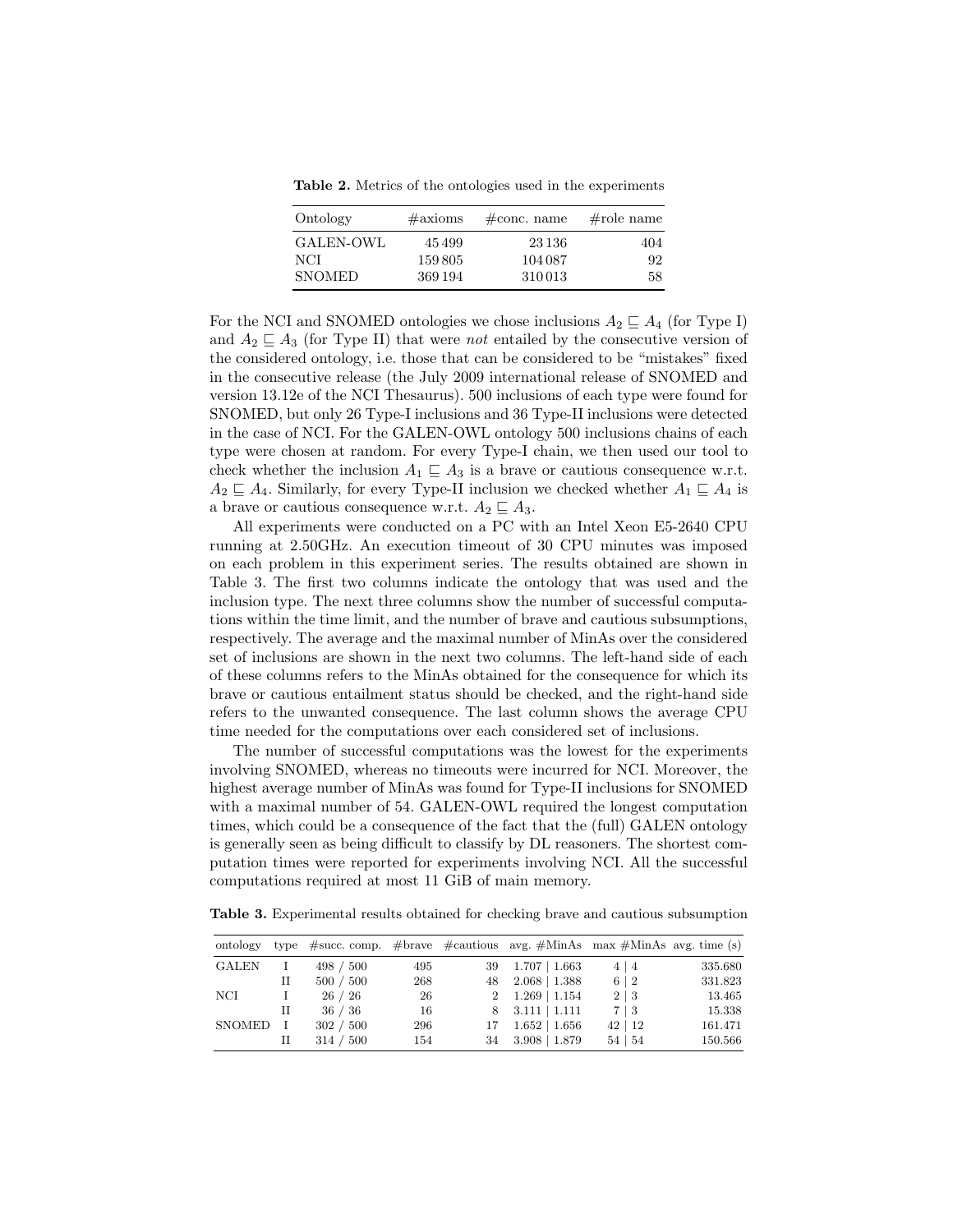**Table 2.** Metrics of the ontologies used in the experiments

| Ontology | #axioms | #conc. name | #role name |
|---|---|---|---|
| GALEN-OWL | 45 499 | 23 136 | 404 |
| NCI | 159 805 | 104 087 | 92 |
| SNOMED | 369 194 | 310 013 | 58 |

For the NCI and SNOMED ontologies we chose inclusions $A_2 \sqsubseteq A_4$ (for Type I) and $A_2 \sqsubseteq A_3$ (for Type II) that were *not* entailed by the consecutive version of the considered ontology, i.e. those that can be considered to be "mistakes" fixed in the consecutive release (the July 2009 international release of SNOMED and version 13.12e of the NCI Thesaurus). 500 inclusions of each type were found for SNOMED, but only 26 Type-I inclusions and 36 Type-II inclusions were detected in the case of NCI. For the GALEN-OWL ontology 500 inclusions chains of each type were chosen at random. For every Type-I chain, we then used our tool to check whether the inclusion $A_1 \sqsubseteq A_3$ is a brave or cautious consequence w.r.t. $A_2 \sqsubseteq A_4$. Similarly, for every Type-II inclusion we checked whether $A_1 \sqsubseteq A_4$ is a brave or cautious consequence w.r.t. $A_2 \sqsubseteq A_3$.

All experiments were conducted on a PC with an Intel Xeon E5-2640 CPU running at 2.50GHz. An execution timeout of 30 CPU minutes was imposed on each problem in this experiment series. The results obtained are shown in Table 3. The first two columns indicate the ontology that was used and the inclusion type. The next three columns show the number of successful computations within the time limit, and the number of brave and cautious subsumptions, respectively. The average and the maximal number of MinAs over the considered set of inclusions are shown in the next two columns. The left-hand side of each of these columns refers to the MinAs obtained for the consequence for which its brave or cautious entailment status should be checked, and the right-hand side refers to the unwanted consequence. The last column shows the average CPU time needed for the computations over each considered set of inclusions.

The number of successful computations was the lowest for the experiments involving SNOMED, whereas no timeouts were incurred for NCI. Moreover, the highest average number of MinAs was found for Type-II inclusions for SNOMED with a maximal number of 54. GALEN-OWL required the longest computation times, which could be a consequence of the fact that the (full) GALEN ontology is generally seen as being difficult to classify by DL reasoners. The shortest computation times were reported for experiments involving NCI. All the successful computations required at most 11 GiB of main memory.

**Table 3.** Experimental results obtained for checking brave and cautious subsumption

| ontology | type | #succ. comp. | #brave | #cautious | avg. #MinAs | max #MinAs | avg. time (s) |
|---|---|---|---|---|---|---|---|
| GALEN | I | 498 / 500 | 495 | 39 | 1.707 \| 1.663 | 4 \| 4 | 335.680 |
| | II | 500 / 500 | 268 | 48 | 2.068 \| 1.388 | 6 \| 2 | 331.823 |
| NCI | I | 26 / 26 | 26 | 2 | 1.269 \| 1.154 | 2 \| 3 | 13.465 |
| | II | 36 / 36 | 16 | 8 | 3.111 \| 1.111 | 7 \| 3 | 15.338 |
| SNOMED | I | 302 / 500 | 296 | 17 | 1.652 \| 1.656 | 42 \| 12 | 161.471 |
| | II | 314 / 500 | 154 | 34 | 3.908 \| 1.879 | 54 \| 54 | 150.566 |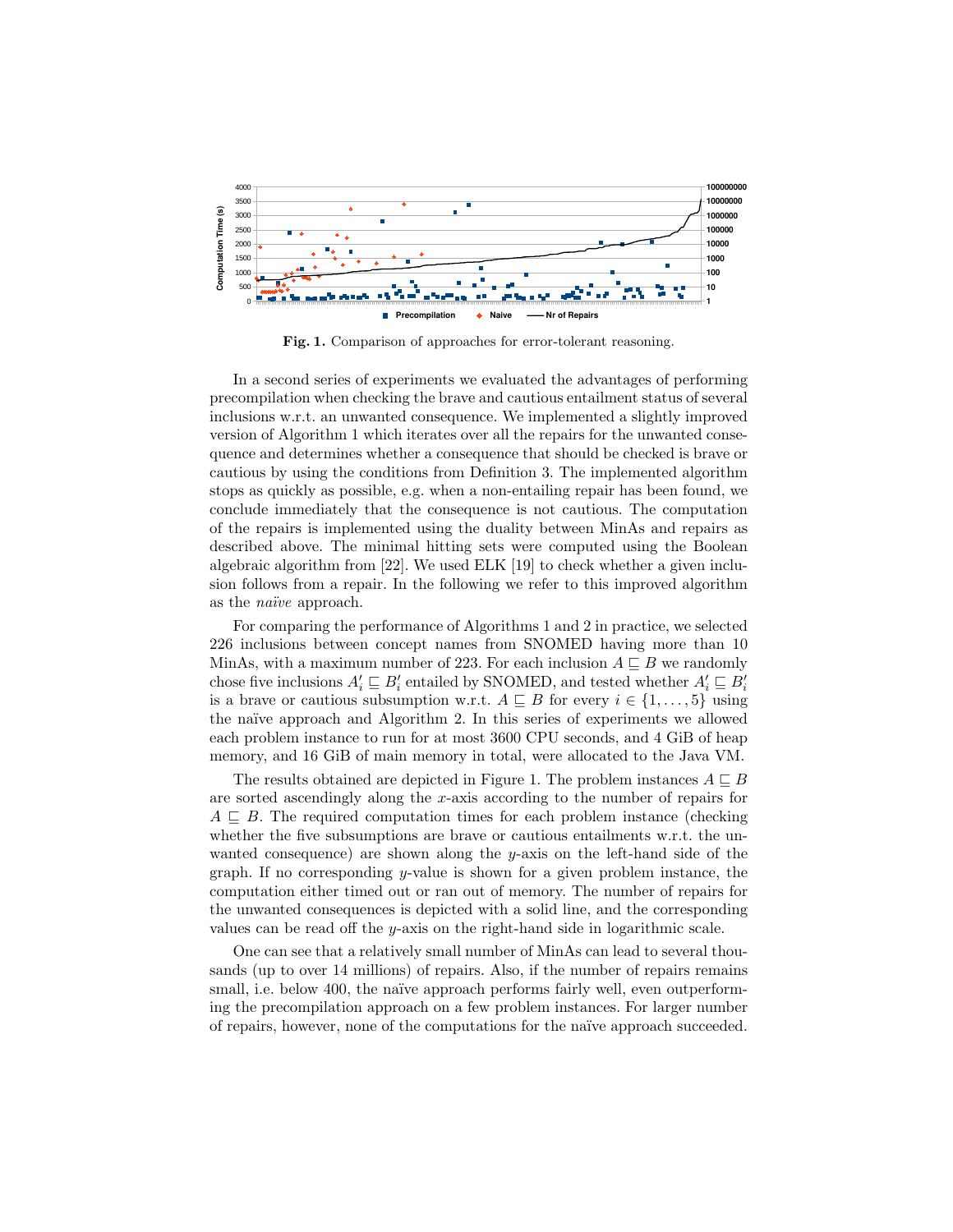**Fig. 1.** Comparison of approaches for error-tolerant reasoning.

In a second series of experiments we evaluated the advantages of performing precompilation when checking the brave and cautious entailment status of several inclusions w.r.t. an unwanted consequence. We implemented a slightly improved version of Algorithm 1 which iterates over all the repairs for the unwanted consequence and determines whether a consequence that should be checked is brave or cautious by using the conditions from Definition 3. The implemented algorithm stops as quickly as possible, e.g. when a non-entailing repair has been found, we conclude immediately that the consequence is not cautious. The computation of the repairs is implemented using the duality between MinAs and repairs as described above. The minimal hitting sets were computed using the Boolean algebraic algorithm from [22]. We used ELK [19] to check whether a given inclusion follows from a repair. In the following we refer to this improved algorithm as the *naïve* approach.

For comparing the performance of Algorithms 1 and 2 in practice, we selected 226 inclusions between concept names from SNOMED having more than 10 MinAs, with a maximum number of 223. For each inclusion $A \sqsubseteq B$ we randomly chose five inclusions $A'_i \sqsubseteq B'_i$ entailed by SNOMED, and tested whether $A'_i \sqsubseteq B'_i$ is a brave or cautious subsumption w.r.t. $A \sqsubseteq B$ for every $i \in \{1, \ldots, 5\}$ using the naïve approach and Algorithm 2. In this series of experiments we allowed each problem instance to run for at most 3600 CPU seconds, and 4 GiB of heap memory, and 16 GiB of main memory in total, were allocated to the Java VM.

The results obtained are depicted in Figure 1. The problem instances $A \sqsubseteq B$ are sorted ascendingly along the $x$-axis according to the number of repairs for $A \sqsubseteq B$. The required computation times for each problem instance (checking whether the five subsumptions are brave or cautious entailments w.r.t. the unwanted consequence) are shown along the $y$-axis on the left-hand side of the graph. If no corresponding $y$-value is shown for a given problem instance, the computation either timed out or ran out of memory. The number of repairs for the unwanted consequences is depicted with a solid line, and the corresponding values can be read off the $y$-axis on the right-hand side in logarithmic scale.

One can see that a relatively small number of MinAs can lead to several thousands (up to over 14 millions) of repairs. Also, if the number of repairs remains small, i.e. below 400, the naïve approach performs fairly well, even outperforming the precompilation approach on a few problem instances. For larger number of repairs, however, none of the computations for the naïve approach succeeded.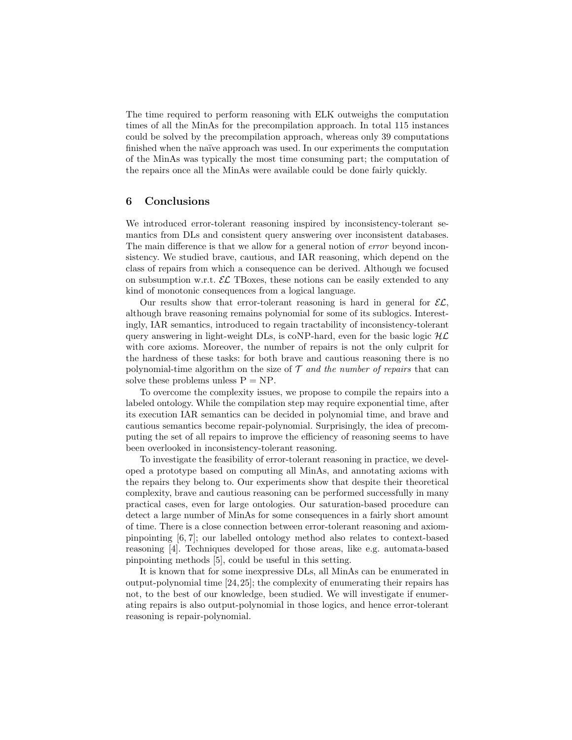The time required to perform reasoning with ELK outweighs the computation times of all the MinAs for the precompilation approach. In total 115 instances could be solved by the precompilation approach, whereas only 39 computations finished when the naïve approach was used. In our experiments the computation of the MinAs was typically the most time consuming part; the computation of the repairs once all the MinAs were available could be done fairly quickly.

## 6 Conclusions

We introduced error-tolerant reasoning inspired by inconsistency-tolerant semantics from DLs and consistent query answering over inconsistent databases. The main difference is that we allow for a general notion of *error* beyond inconsistency. We studied brave, cautious, and IAR reasoning, which depend on the class of repairs from which a consequence can be derived. Although we focused on subsumption w.r.t. $\mathcal{EL}$ TBoxes, these notions can be easily extended to any kind of monotonic consequences from a logical language.

Our results show that error-tolerant reasoning is hard in general for $\mathcal{EL}$, although brave reasoning remains polynomial for some of its sublogics. Interestingly, IAR semantics, introduced to regain tractability of inconsistency-tolerant query answering in light-weight DLs, is coNP-hard, even for the basic logic $\mathcal{HL}$ with core axioms. Moreover, the number of repairs is not the only culprit for the hardness of these tasks: for both brave and cautious reasoning there is no polynomial-time algorithm on the size of $\mathcal{T}$ *and the number of repairs* that can solve these problems unless P = NP.

To overcome the complexity issues, we propose to compile the repairs into a labeled ontology. While the compilation step may require exponential time, after its execution IAR semantics can be decided in polynomial time, and brave and cautious semantics become repair-polynomial. Surprisingly, the idea of precomputing the set of all repairs to improve the efficiency of reasoning seems to have been overlooked in inconsistency-tolerant reasoning.

To investigate the feasibility of error-tolerant reasoning in practice, we developed a prototype based on computing all MinAs, and annotating axioms with the repairs they belong to. Our experiments show that despite their theoretical complexity, brave and cautious reasoning can be performed successfully in many practical cases, even for large ontologies. Our saturation-based procedure can detect a large number of MinAs for some consequences in a fairly short amount of time. There is a close connection between error-tolerant reasoning and axiom-pinpointing [6, 7]; our labelled ontology method also relates to context-based reasoning [4]. Techniques developed for those areas, like e.g. automata-based pinpointing methods [5], could be useful in this setting.

It is known that for some inexpressive DLs, all MinAs can be enumerated in output-polynomial time [24, 25]; the complexity of enumerating their repairs has not, to the best of our knowledge, been studied. We will investigate if enumerating repairs is also output-polynomial in those logics, and hence error-tolerant reasoning is repair-polynomial.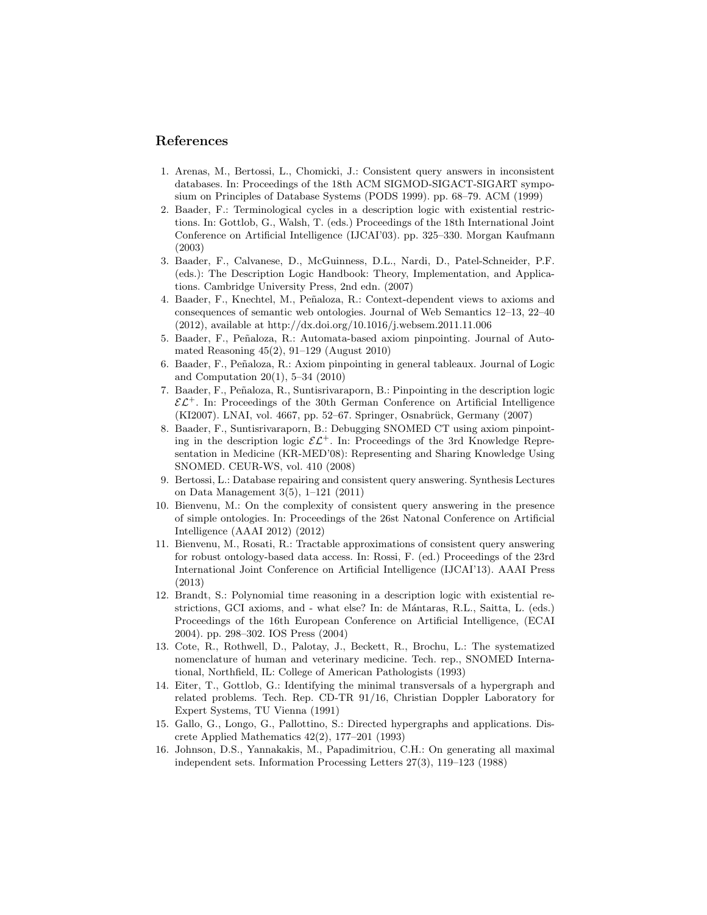## References

1. Arenas, M., Bertossi, L., Chomicki, J.: Consistent query answers in inconsistent databases. In: Proceedings of the 18th ACM SIGMOD-SIGACT-SIGART symposium on Principles of Database Systems (PODS 1999). pp. 68–79. ACM (1999)
2. Baader, F.: Terminological cycles in a description logic with existential restrictions. In: Gottlob, G., Walsh, T. (eds.) Proceedings of the 18th International Joint Conference on Artificial Intelligence (IJCAI'03). pp. 325–330. Morgan Kaufmann (2003)
3. Baader, F., Calvanese, D., McGuinness, D.L., Nardi, D., Patel-Schneider, P.F. (eds.): The Description Logic Handbook: Theory, Implementation, and Applications. Cambridge University Press, 2nd edn. (2007)
4. Baader, F., Knechtel, M., Peñaloza, R.: Context-dependent views to axioms and consequences of semantic web ontologies. Journal of Web Semantics 12–13, 22–40 (2012), available at http://dx.doi.org/10.1016/j.websem.2011.11.006
5. Baader, F., Peñaloza, R.: Automata-based axiom pinpointing. Journal of Automated Reasoning 45(2), 91–129 (August 2010)
6. Baader, F., Peñaloza, R.: Axiom pinpointing in general tableaux. Journal of Logic and Computation 20(1), 5–34 (2010)
7. Baader, F., Peñaloza, R., Suntisrivaraporn, B.: Pinpointing in the description logic $\mathcal{EL}^+$. In: Proceedings of the 30th German Conference on Artificial Intelligence (KI2007). LNAI, vol. 4667, pp. 52–67. Springer, Osnabrück, Germany (2007)
8. Baader, F., Suntisrivaraporn, B.: Debugging SNOMED CT using axiom pinpointing in the description logic $\mathcal{EL}^+$. In: Proceedings of the 3rd Knowledge Representation in Medicine (KR-MED'08): Representing and Sharing Knowledge Using SNOMED. CEUR-WS, vol. 410 (2008)
9. Bertossi, L.: Database repairing and consistent query answering. Synthesis Lectures on Data Management 3(5), 1–121 (2011)
10. Bienvenu, M.: On the complexity of consistent query answering in the presence of simple ontologies. In: Proceedings of the 26st Natonal Conference on Artificial Intelligence (AAAI 2012) (2012)
11. Bienvenu, M., Rosati, R.: Tractable approximations of consistent query answering for robust ontology-based data access. In: Rossi, F. (ed.) Proceedings of the 23rd International Joint Conference on Artificial Intelligence (IJCAI'13). AAAI Press (2013)
12. Brandt, S.: Polynomial time reasoning in a description logic with existential restrictions, GCI axioms, and - what else? In: de Mántaras, R.L., Saitta, L. (eds.) Proceedings of the 16th European Conference on Artificial Intelligence, (ECAI 2004). pp. 298–302. IOS Press (2004)
13. Cote, R., Rothwell, D., Palotay, J., Beckett, R., Brochu, L.: The systematized nomenclature of human and veterinary medicine. Tech. rep., SNOMED International, Northfield, IL: College of American Pathologists (1993)
14. Eiter, T., Gottlob, G.: Identifying the minimal transversals of a hypergraph and related problems. Tech. Rep. CD-TR 91/16, Christian Doppler Laboratory for Expert Systems, TU Vienna (1991)
15. Gallo, G., Longo, G., Pallottino, S.: Directed hypergraphs and applications. Discrete Applied Mathematics 42(2), 177–201 (1993)
16. Johnson, D.S., Yannakakis, M., Papadimitriou, C.H.: On generating all maximal independent sets. Information Processing Letters 27(3), 119–123 (1988)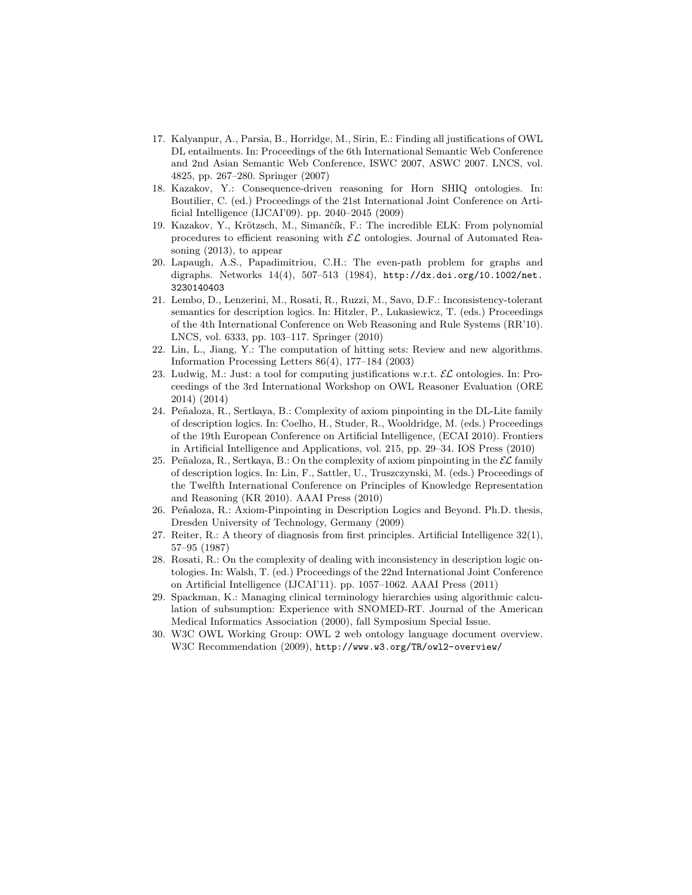17. Kalyanpur, A., Parsia, B., Horridge, M., Sirin, E.: Finding all justifications of OWL DL entailments. In: Proceedings of the 6th International Semantic Web Conference and 2nd Asian Semantic Web Conference, ISWC 2007, ASWC 2007. LNCS, vol. 4825, pp. 267–280. Springer (2007)
18. Kazakov, Y.: Consequence-driven reasoning for Horn SHIQ ontologies. In: Boutilier, C. (ed.) Proceedings of the 21st International Joint Conference on Artificial Intelligence (IJCAI'09). pp. 2040–2045 (2009)
19. Kazakov, Y., Krötzsch, M., Simančík, F.: The incredible ELK: From polynomial procedures to efficient reasoning with $\mathcal{EL}$ ontologies. Journal of Automated Reasoning (2013), to appear
20. Lapaugh, A.S., Papadimitriou, C.H.: The even-path problem for graphs and digraphs. Networks 14(4), 507–513 (1984), http://dx.doi.org/10.1002/net.3230140403
21. Lembo, D., Lenzerini, M., Rosati, R., Ruzzi, M., Savo, D.F.: Inconsistency-tolerant semantics for description logics. In: Hitzler, P., Lukasiewicz, T. (eds.) Proceedings of the 4th International Conference on Web Reasoning and Rule Systems (RR'10). LNCS, vol. 6333, pp. 103–117. Springer (2010)
22. Lin, L., Jiang, Y.: The computation of hitting sets: Review and new algorithms. Information Processing Letters 86(4), 177–184 (2003)
23. Ludwig, M.: Just: a tool for computing justifications w.r.t. $\mathcal{EL}$ ontologies. In: Proceedings of the 3rd International Workshop on OWL Reasoner Evaluation (ORE 2014) (2014)
24. Peñaloza, R., Sertkaya, B.: Complexity of axiom pinpointing in the DL-Lite family of description logics. In: Coelho, H., Studer, R., Wooldridge, M. (eds.) Proceedings of the 19th European Conference on Artificial Intelligence, (ECAI 2010). Frontiers in Artificial Intelligence and Applications, vol. 215, pp. 29–34. IOS Press (2010)
25. Peñaloza, R., Sertkaya, B.: On the complexity of axiom pinpointing in the $\mathcal{EL}$ family of description logics. In: Lin, F., Sattler, U., Truszczynski, M. (eds.) Proceedings of the Twelfth International Conference on Principles of Knowledge Representation and Reasoning (KR 2010). AAAI Press (2010)
26. Peñaloza, R.: Axiom-Pinpointing in Description Logics and Beyond. Ph.D. thesis, Dresden University of Technology, Germany (2009)
27. Reiter, R.: A theory of diagnosis from first principles. Artificial Intelligence 32(1), 57–95 (1987)
28. Rosati, R.: On the complexity of dealing with inconsistency in description logic ontologies. In: Walsh, T. (ed.) Proceedings of the 22nd International Joint Conference on Artificial Intelligence (IJCAI'11). pp. 1057–1062. AAAI Press (2011)
29. Spackman, K.: Managing clinical terminology hierarchies using algorithmic calculation of subsumption: Experience with SNOMED-RT. Journal of the American Medical Informatics Association (2000), fall Symposium Special Issue.
30. W3C OWL Working Group: OWL 2 web ontology language document overview. W3C Recommendation (2009), http://www.w3.org/TR/owl2-overview/